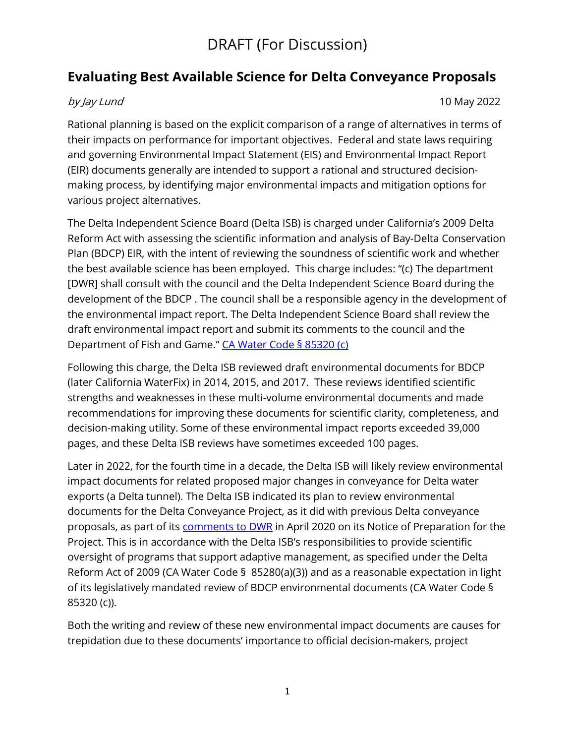# DRAFT (For Discussion)

## Evaluating Best Available Science for Delta Conveyance Proposals

*by Jay Lund* 10 May 2022

Rational planning is based on the explicit comparison of a range of alternatives in terms of their impacts on performance for important objectives. Federal and state laws requiring and governing Environmental Impact Statement (EIS) and Environmental Impact Report (EIR) documents generally are intended to support a rational and structured decision-making process, by identifying major environmental impacts and mitigation options for various project alternatives.

The Delta Independent Science Board (Delta ISB) is charged under California's 2009 Delta Reform Act with assessing the scientific information and analysis of Bay-Delta Conservation Plan (BDCP) EIR, with the intent of reviewing the soundness of scientific work and whether the best available science has been employed. This charge includes: "(c) The department [DWR] shall consult with the council and the Delta Independent Science Board during the development of the BDCP . The council shall be a responsible agency in the development of the environmental impact report. The Delta Independent Science Board shall review the draft environmental impact report and submit its comments to the council and the Department of Fish and Game." [CA Water Code § 85320 (c)]

Following this charge, the Delta ISB reviewed draft environmental documents for BDCP (later California WaterFix) in 2014, 2015, and 2017. These reviews identified scientific strengths and weaknesses in these multi-volume environmental documents and made recommendations for improving these documents for scientific clarity, completeness, and decision-making utility. Some of these environmental impact reports exceeded 39,000 pages, and these Delta ISB reviews have sometimes exceeded 100 pages.

Later in 2022, for the fourth time in a decade, the Delta ISB will likely review environmental impact documents for related proposed major changes in conveyance for Delta water exports (a Delta tunnel). The Delta ISB indicated its plan to review environmental documents for the Delta Conveyance Project, as it did with previous Delta conveyance proposals, as part of its [comments to DWR] in April 2020 on its Notice of Preparation for the Project. This is in accordance with the Delta ISB's responsibilities to provide scientific oversight of programs that support adaptive management, as specified under the Delta Reform Act of 2009 (CA Water Code § 85280(a)(3)) and as a reasonable expectation in light of its legislatively mandated review of BDCP environmental documents (CA Water Code § 85320 (c)).

Both the writing and review of these new environmental impact documents are causes for trepidation due to these documents' importance to official decision-makers, project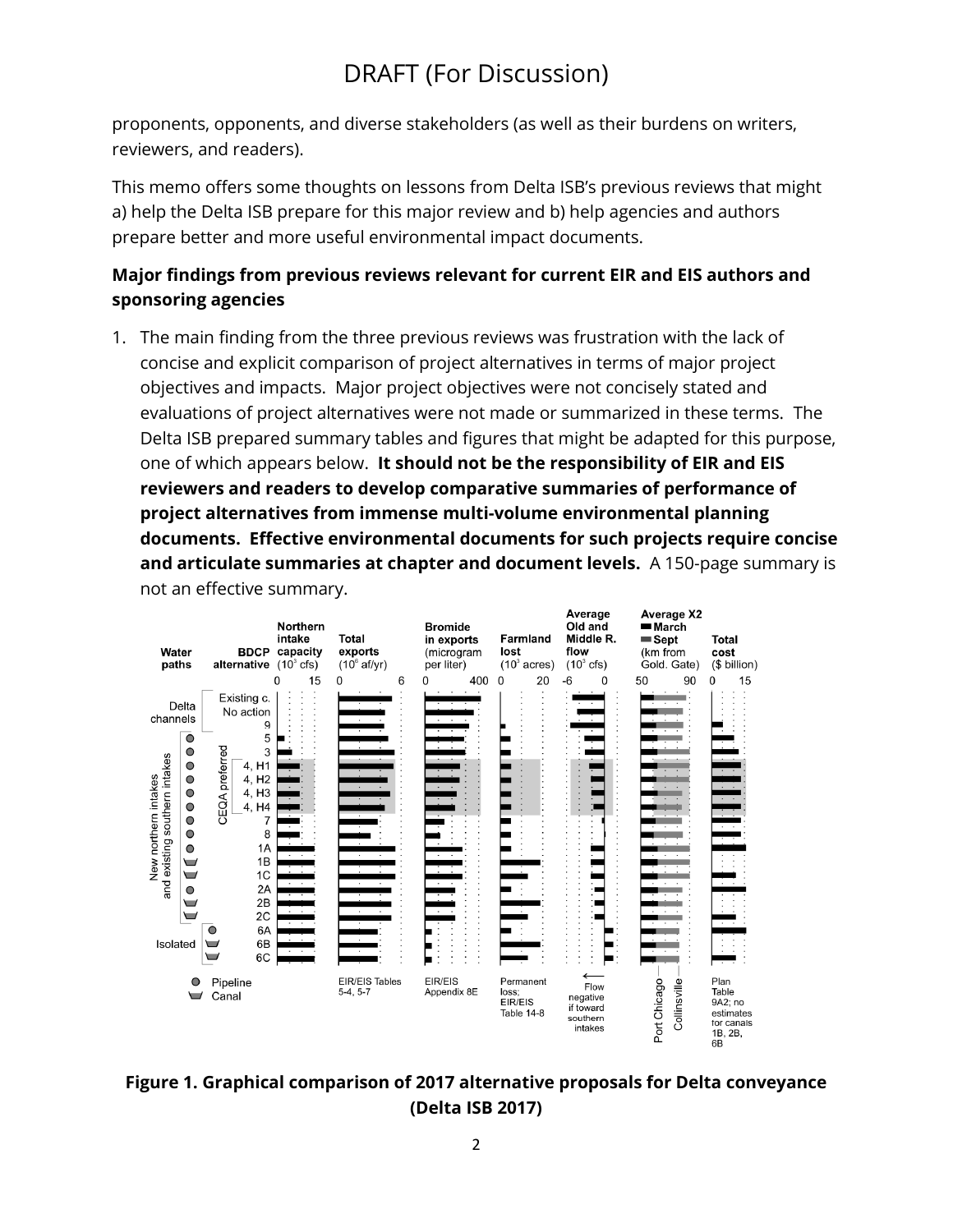proponents, opponents, and diverse stakeholders (as well as their burdens on writers, reviewers, and readers).

This memo offers some thoughts on lessons from Delta ISB's previous reviews that might a) help the Delta ISB prepare for this major review and b) help agencies and authors prepare better and more useful environmental impact documents.

**Major findings from previous reviews relevant for current EIR and EIS authors and sponsoring agencies**

1. The main finding from the three previous reviews was frustration with the lack of concise and explicit comparison of project alternatives in terms of major project objectives and impacts. Major project objectives were not concisely stated and evaluations of project alternatives were not made or summarized in these terms. The Delta ISB prepared summary tables and figures that might be adapted for this purpose, one of which appears below. **It should not be the responsibility of EIR and EIS reviewers and readers to develop comparative summaries of performance of project alternatives from immense multi-volume environmental planning documents. Effective environmental documents for such projects require concise and articulate summaries at chapter and document levels.** A 150-page summary is not an effective summary.

**Figure 1. Graphical comparison of 2017 alternative proposals for Delta conveyance (Delta ISB 2017)**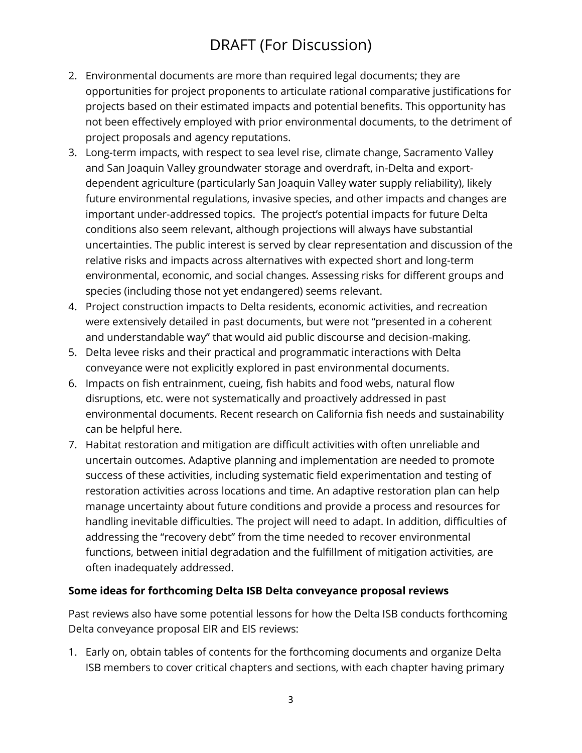DRAFT (For Discussion)

2. Environmental documents are more than required legal documents; they are opportunities for project proponents to articulate rational comparative justifications for projects based on their estimated impacts and potential benefits. This opportunity has not been effectively employed with prior environmental documents, to the detriment of project proposals and agency reputations.
3. Long-term impacts, with respect to sea level rise, climate change, Sacramento Valley and San Joaquin Valley groundwater storage and overdraft, in-Delta and export-dependent agriculture (particularly San Joaquin Valley water supply reliability), likely future environmental regulations, invasive species, and other impacts and changes are important under-addressed topics. The project's potential impacts for future Delta conditions also seem relevant, although projections will always have substantial uncertainties. The public interest is served by clear representation and discussion of the relative risks and impacts across alternatives with expected short and long-term environmental, economic, and social changes. Assessing risks for different groups and species (including those not yet endangered) seems relevant.
4. Project construction impacts to Delta residents, economic activities, and recreation were extensively detailed in past documents, but were not "presented in a coherent and understandable way" that would aid public discourse and decision-making.
5. Delta levee risks and their practical and programmatic interactions with Delta conveyance were not explicitly explored in past environmental documents.
6. Impacts on fish entrainment, cueing, fish habits and food webs, natural flow disruptions, etc. were not systematically and proactively addressed in past environmental documents. Recent research on California fish needs and sustainability can be helpful here.
7. Habitat restoration and mitigation are difficult activities with often unreliable and uncertain outcomes. Adaptive planning and implementation are needed to promote success of these activities, including systematic field experimentation and testing of restoration activities across locations and time. An adaptive restoration plan can help manage uncertainty about future conditions and provide a process and resources for handling inevitable difficulties. The project will need to adapt. In addition, difficulties of addressing the "recovery debt" from the time needed to recover environmental functions, between initial degradation and the fulfillment of mitigation activities, are often inadequately addressed.

**Some ideas for forthcoming Delta ISB Delta conveyance proposal reviews**

Past reviews also have some potential lessons for how the Delta ISB conducts forthcoming Delta conveyance proposal EIR and EIS reviews:

1. Early on, obtain tables of contents for the forthcoming documents and organize Delta ISB members to cover critical chapters and sections, with each chapter having primary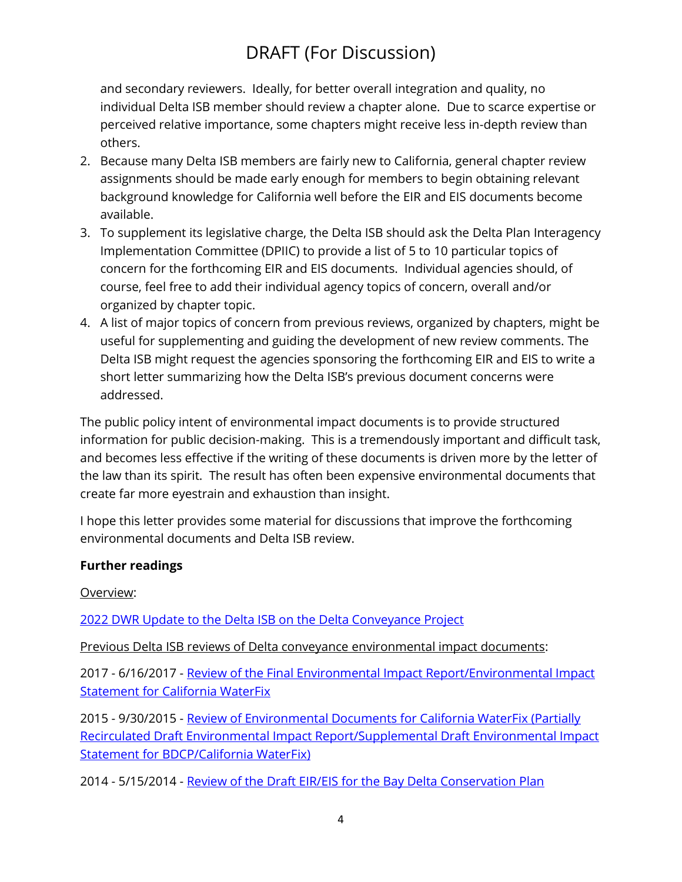and secondary reviewers. Ideally, for better overall integration and quality, no individual Delta ISB member should review a chapter alone. Due to scarce expertise or perceived relative importance, some chapters might receive less in-depth review than others.

2. Because many Delta ISB members are fairly new to California, general chapter review assignments should be made early enough for members to begin obtaining relevant background knowledge for California well before the EIR and EIS documents become available.
3. To supplement its legislative charge, the Delta ISB should ask the Delta Plan Interagency Implementation Committee (DPIIC) to provide a list of 5 to 10 particular topics of concern for the forthcoming EIR and EIS documents. Individual agencies should, of course, feel free to add their individual agency topics of concern, overall and/or organized by chapter topic.
4. A list of major topics of concern from previous reviews, organized by chapters, might be useful for supplementing and guiding the development of new review comments. The Delta ISB might request the agencies sponsoring the forthcoming EIR and EIS to write a short letter summarizing how the Delta ISB's previous document concerns were addressed.

The public policy intent of environmental impact documents is to provide structured information for public decision-making. This is a tremendously important and difficult task, and becomes less effective if the writing of these documents is driven more by the letter of the law than its spirit. The result has often been expensive environmental documents that create far more eyestrain and exhaustion than insight.

I hope this letter provides some material for discussions that improve the forthcoming environmental documents and Delta ISB review.

**Further readings**

Overview:

2022 DWR Update to the Delta ISB on the Delta Conveyance Project

Previous Delta ISB reviews of Delta conveyance environmental impact documents:

2017 - 6/16/2017 - Review of the Final Environmental Impact Report/Environmental Impact Statement for California WaterFix

2015 - 9/30/2015 - Review of Environmental Documents for California WaterFix (Partially Recirculated Draft Environmental Impact Report/Supplemental Draft Environmental Impact Statement for BDCP/California WaterFix)

2014 - 5/15/2014 - Review of the Draft EIR/EIS for the Bay Delta Conservation Plan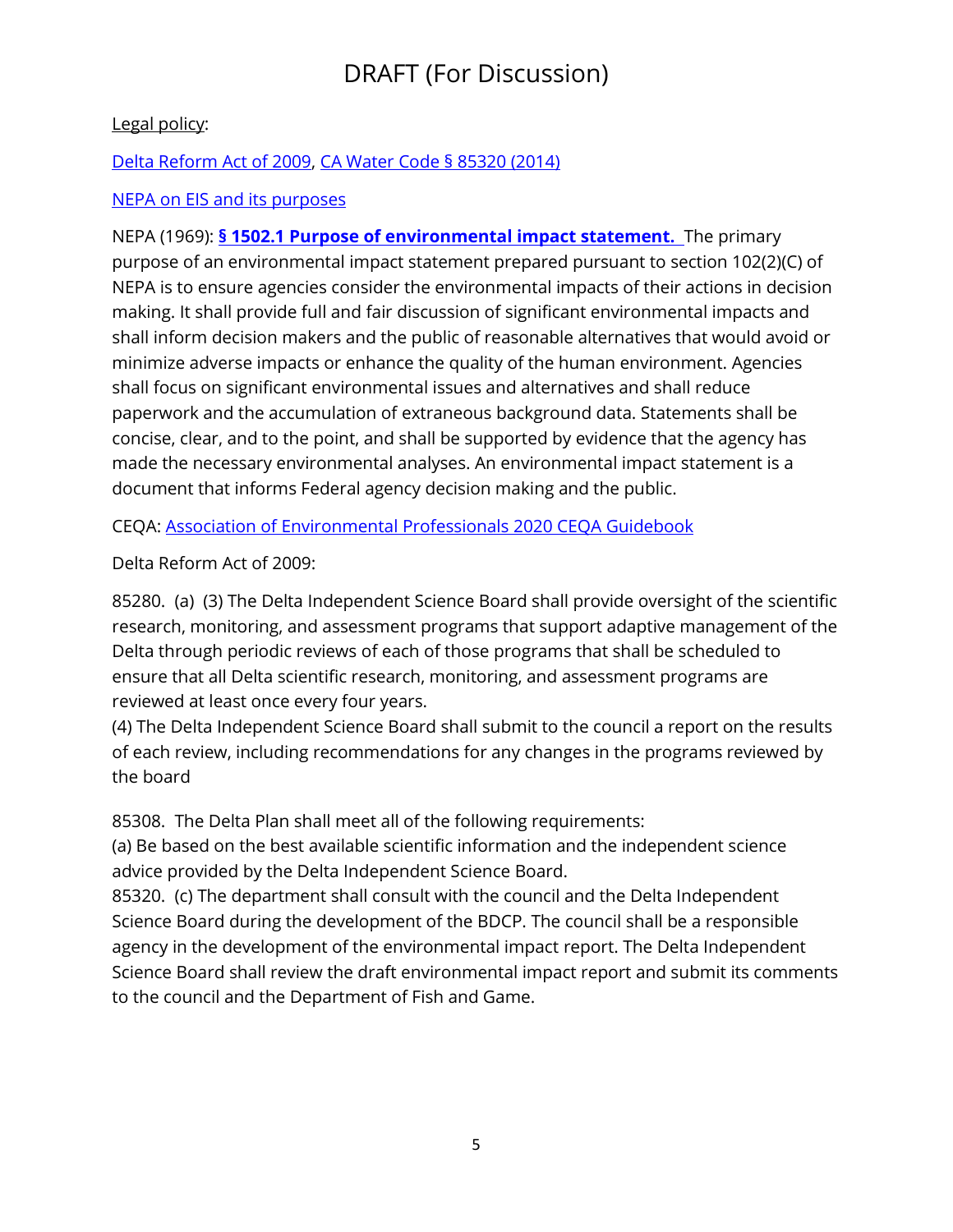Legal policy:

Delta Reform Act of 2009, CA Water Code § 85320 (2014)

NEPA on EIS and its purposes

NEPA (1969): **§ 1502.1 Purpose of environmental impact statement.** The primary purpose of an environmental impact statement prepared pursuant to section 102(2)(C) of NEPA is to ensure agencies consider the environmental impacts of their actions in decision making. It shall provide full and fair discussion of significant environmental impacts and shall inform decision makers and the public of reasonable alternatives that would avoid or minimize adverse impacts or enhance the quality of the human environment. Agencies shall focus on significant environmental issues and alternatives and shall reduce paperwork and the accumulation of extraneous background data. Statements shall be concise, clear, and to the point, and shall be supported by evidence that the agency has made the necessary environmental analyses. An environmental impact statement is a document that informs Federal agency decision making and the public.

CEQA: Association of Environmental Professionals 2020 CEQA Guidebook

Delta Reform Act of 2009:

85280. (a) (3) The Delta Independent Science Board shall provide oversight of the scientific research, monitoring, and assessment programs that support adaptive management of the Delta through periodic reviews of each of those programs that shall be scheduled to ensure that all Delta scientific research, monitoring, and assessment programs are reviewed at least once every four years.
(4) The Delta Independent Science Board shall submit to the council a report on the results of each review, including recommendations for any changes in the programs reviewed by the board

85308. The Delta Plan shall meet all of the following requirements:
(a) Be based on the best available scientific information and the independent science advice provided by the Delta Independent Science Board.
85320. (c) The department shall consult with the council and the Delta Independent Science Board during the development of the BDCP. The council shall be a responsible agency in the development of the environmental impact report. The Delta Independent Science Board shall review the draft environmental impact report and submit its comments to the council and the Department of Fish and Game.